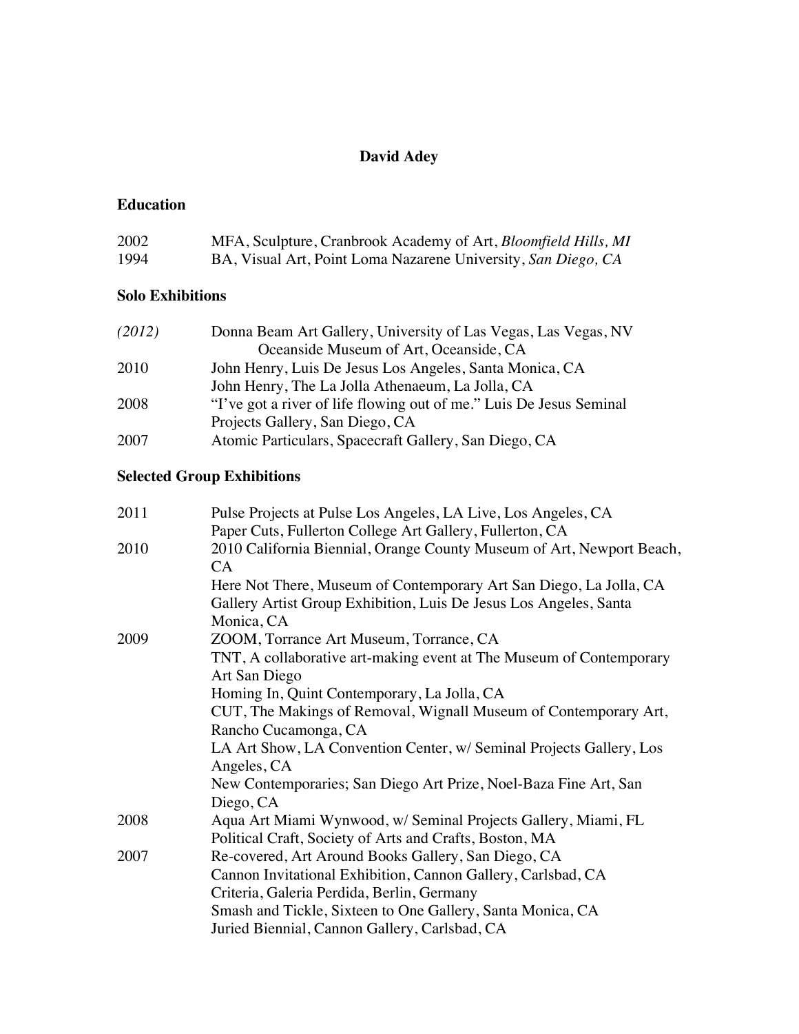# David Adey

## Education

2002 MFA, Sculpture, Cranbrook Academy of Art, *Bloomfield Hills, MI*
1994 BA, Visual Art, Point Loma Nazarene University, *San Diego, CA*

## Solo Exhibitions

*(2012)* Donna Beam Art Gallery, University of Las Vegas, Las Vegas, NV
Oceanside Museum of Art, Oceanside, CA
2010 John Henry, Luis De Jesus Los Angeles, Santa Monica, CA
John Henry, The La Jolla Athenaeum, La Jolla, CA
2008 "I've got a river of life flowing out of me." Luis De Jesus Seminal Projects Gallery, San Diego, CA
2007 Atomic Particulars, Spacecraft Gallery, San Diego, CA

## Selected Group Exhibitions

2011 Pulse Projects at Pulse Los Angeles, LA Live, Los Angeles, CA
Paper Cuts, Fullerton College Art Gallery, Fullerton, CA
2010 2010 California Biennial, Orange County Museum of Art, Newport Beach, CA
Here Not There, Museum of Contemporary Art San Diego, La Jolla, CA
Gallery Artist Group Exhibition, Luis De Jesus Los Angeles, Santa Monica, CA
2009 ZOOM, Torrance Art Museum, Torrance, CA
TNT, A collaborative art-making event at The Museum of Contemporary Art San Diego
Homing In, Quint Contemporary, La Jolla, CA
CUT, The Makings of Removal, Wignall Museum of Contemporary Art, Rancho Cucamonga, CA
LA Art Show, LA Convention Center, w/ Seminal Projects Gallery, Los Angeles, CA
New Contemporaries; San Diego Art Prize, Noel-Baza Fine Art, San Diego, CA
2008 Aqua Art Miami Wynwood, w/ Seminal Projects Gallery, Miami, FL
Political Craft, Society of Arts and Crafts, Boston, MA
2007 Re-covered, Art Around Books Gallery, San Diego, CA
Cannon Invitational Exhibition, Cannon Gallery, Carlsbad, CA
Criteria, Galeria Perdida, Berlin, Germany
Smash and Tickle, Sixteen to One Gallery, Santa Monica, CA
Juried Biennial, Cannon Gallery, Carlsbad, CA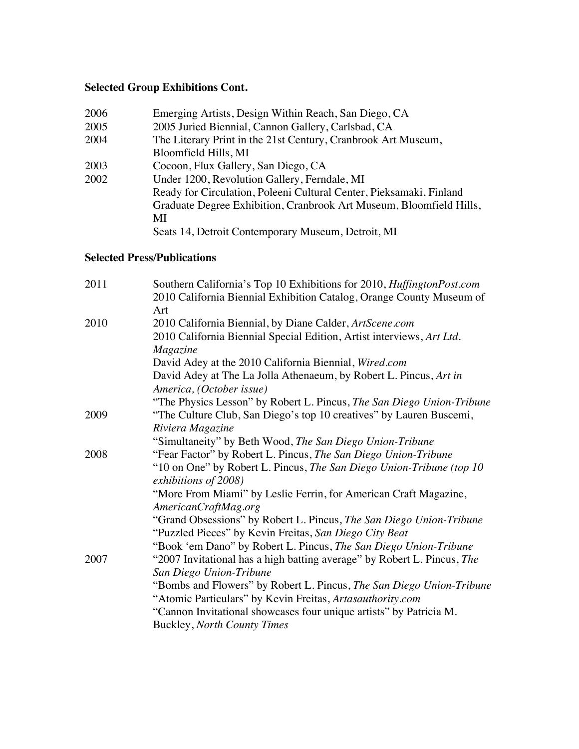### Selected Group Exhibitions Cont.

| | |
|---|---|
| 2006 | Emerging Artists, Design Within Reach, San Diego, CA |
| 2005 | 2005 Juried Biennial, Cannon Gallery, Carlsbad, CA |
| 2004 | The Literary Print in the 21st Century, Cranbrook Art Museum, Bloomfield Hills, MI |
| 2003 | Cocoon, Flux Gallery, San Diego, CA |
| 2002 | Under 1200, Revolution Gallery, Ferndale, MI |
| | Ready for Circulation, Poleeni Cultural Center, Pieksamaki, Finland |
| | Graduate Degree Exhibition, Cranbrook Art Museum, Bloomfield Hills, MI |
| | Seats 14, Detroit Contemporary Museum, Detroit, MI |

### Selected Press/Publications

| | |
|---|---|
| 2011 | Southern California's Top 10 Exhibitions for 2010, *HuffingtonPost.com* |
| | 2010 California Biennial Exhibition Catalog, Orange County Museum of Art |
| 2010 | 2010 California Biennial, by Diane Calder, *ArtScene.com* |
| | 2010 California Biennial Special Edition, Artist interviews, *Art Ltd. Magazine* |
| | David Adey at the 2010 California Biennial, *Wired.com* |
| | David Adey at The La Jolla Athenaeum, by Robert L. Pincus, *Art in America, (October issue)* |
| | "The Physics Lesson" by Robert L. Pincus, *The San Diego Union-Tribune* |
| 2009 | "The Culture Club, San Diego's top 10 creatives" by Lauren Buscemi, *Riviera Magazine* |
| | "Simultaneity" by Beth Wood, *The San Diego Union-Tribune* |
| 2008 | "Fear Factor" by Robert L. Pincus, *The San Diego Union-Tribune* |
| | "10 on One" by Robert L. Pincus, *The San Diego Union-Tribune (top 10 exhibitions of 2008)* |
| | "More From Miami" by Leslie Ferrin, for American Craft Magazine, *AmericanCraftMag.org* |
| | "Grand Obsessions" by Robert L. Pincus, *The San Diego Union-Tribune* |
| | "Puzzled Pieces" by Kevin Freitas, *San Diego City Beat* |
| | "Book 'em Dano" by Robert L. Pincus, *The San Diego Union-Tribune* |
| 2007 | "2007 Invitational has a high batting average" by Robert L. Pincus, *The San Diego Union-Tribune* |
| | "Bombs and Flowers" by Robert L. Pincus, *The San Diego Union-Tribune* |
| | "Atomic Particulars" by Kevin Freitas, *Artasauthority.com* |
| | "Cannon Invitational showcases four unique artists" by Patricia M. Buckley, *North County Times* |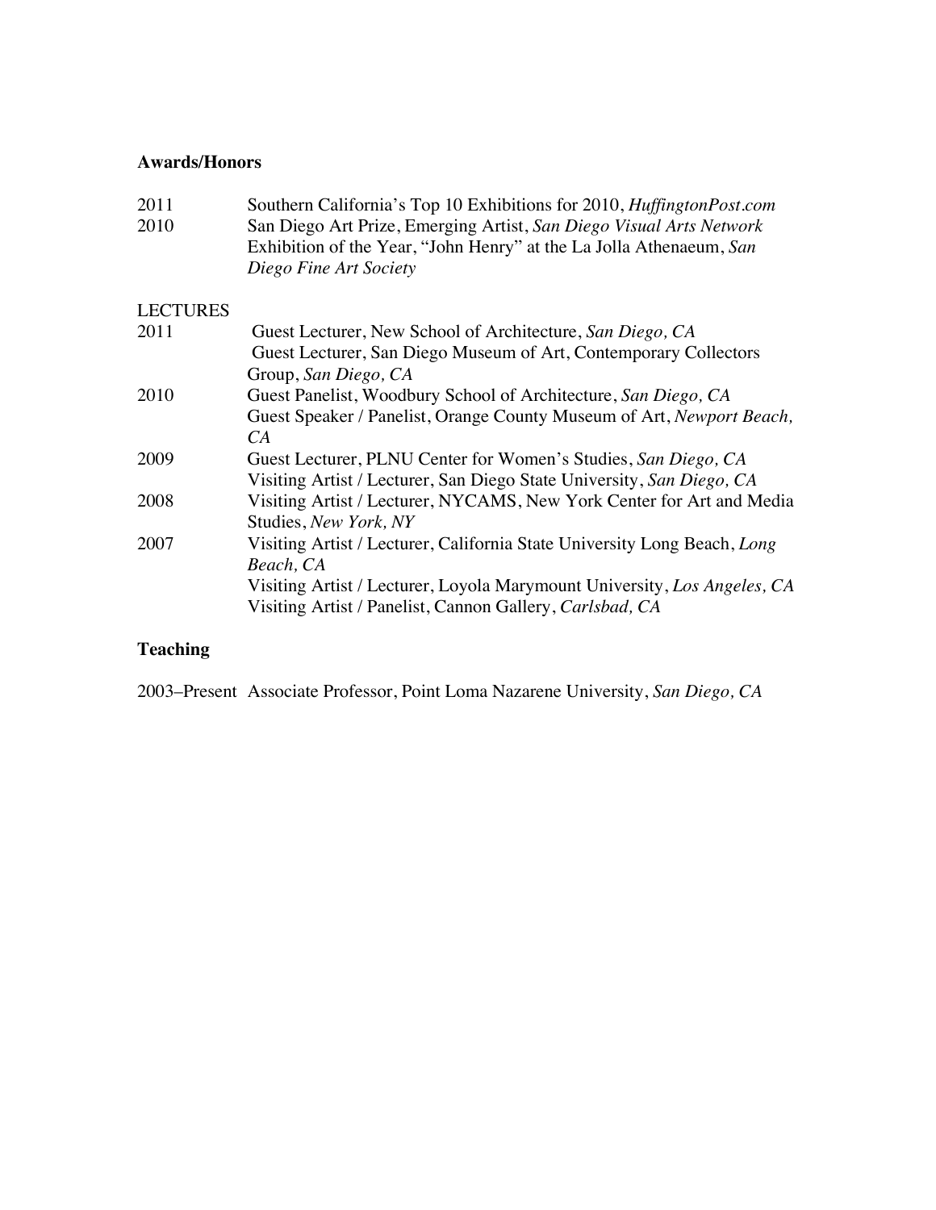## Awards/Honors

2011 Southern California's Top 10 Exhibitions for 2010, *HuffingtonPost.com*

2010 San Diego Art Prize, Emerging Artist, *San Diego Visual Arts Network*
Exhibition of the Year, "John Henry" at the La Jolla Athenaeum, *San Diego Fine Art Society*

## LECTURES

2011 Guest Lecturer, New School of Architecture, *San Diego, CA*
Guest Lecturer, San Diego Museum of Art, Contemporary Collectors Group, *San Diego, CA*

2010 Guest Panelist, Woodbury School of Architecture, *San Diego, CA*
Guest Speaker / Panelist, Orange County Museum of Art, *Newport Beach, CA*

2009 Guest Lecturer, PLNU Center for Women's Studies, *San Diego, CA*
Visiting Artist / Lecturer, San Diego State University, *San Diego, CA*

2008 Visiting Artist / Lecturer, NYCAMS, New York Center for Art and Media Studies, *New York, NY*

2007 Visiting Artist / Lecturer, California State University Long Beach, *Long Beach, CA*
Visiting Artist / Lecturer, Loyola Marymount University, *Los Angeles, CA*
Visiting Artist / Panelist, Cannon Gallery, *Carlsbad, CA*

## Teaching

2003–Present Associate Professor, Point Loma Nazarene University, *San Diego, CA*